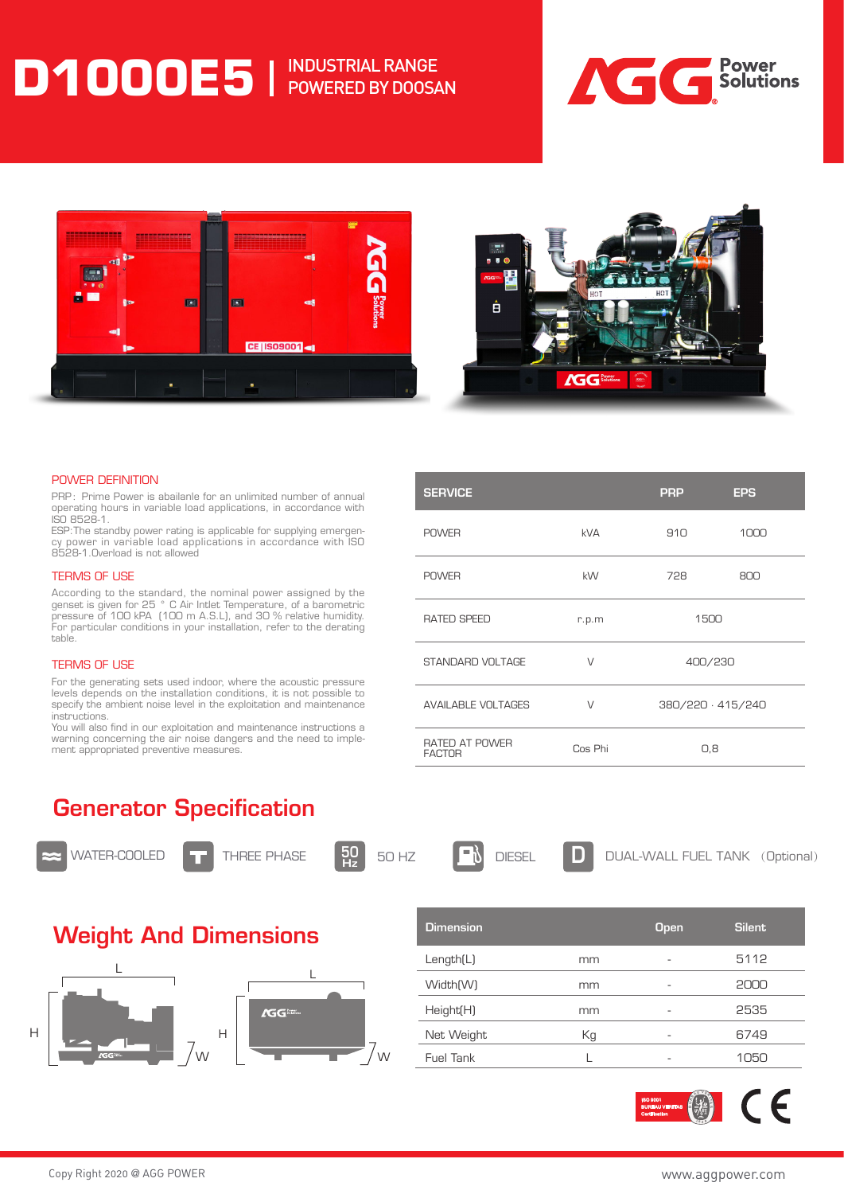# D1000E5 | INDUSTRIAL RANGE POWERED BY DOOSAN

AGG Power Solutions

### POWER DEFINITION

PRP: Prime Power is abailanle for an unlimited number of annual operating hours in variable load applications, in accordance with ISO 8528-1.
ESP:The standby power rating is applicable for supplying emergency power in variable load applications in accordance with ISO 8528-1.Overload is not allowed

### TERMS OF USE

According to the standard, the nominal power assigned by the genset is given for 25 ° C Air Intlet Temperature, of a barometric pressure of 100 kPA (100 m A.S.L), and 30 % relative humidity. For particular conditions in your installation, refer to the derating table.

### TERMS OF USE

For the generating sets used indoor, where the acoustic pressure levels depends on the installation conditions, it is not possible to specify the ambient noise level in the exploitation and maintenance instructions.
You will also find in our exploitation and maintenance instructions a warning concerning the air noise dangers and the need to implement appropriated preventive measures.

| SERVICE | | PRP | EPS |
|---|---|---|---|
| POWER | kVA | 910 | 1000 |
| POWER | kW | 728 | 800 |
| RATED SPEED | r.p.m | 1500 | |
| STANDARD VOLTAGE | V | 400/230 | |
| AVAILABLE VOLTAGES | V | 380/220 · 415/240 | |
| RATED AT POWER FACTOR | Cos Phi | 0,8 | |

## Generator Specification

WATER-COOLED — THREE PHASE — 50 HZ — DIESEL — DUAL-WALL FUEL TANK (Optional)

## Weight And Dimensions

| Dimension | | Open | Silent |
|---|---|---|---|
| Length(L) | mm | - | 5112 |
| Width(W) | mm | - | 2000 |
| Height(H) | mm | - | 2535 |
| Net Weight | Kg | - | 6749 |
| Fuel Tank | L | - | 1050 |

Copy Right 2020 @ AGG POWER

www.aggpower.com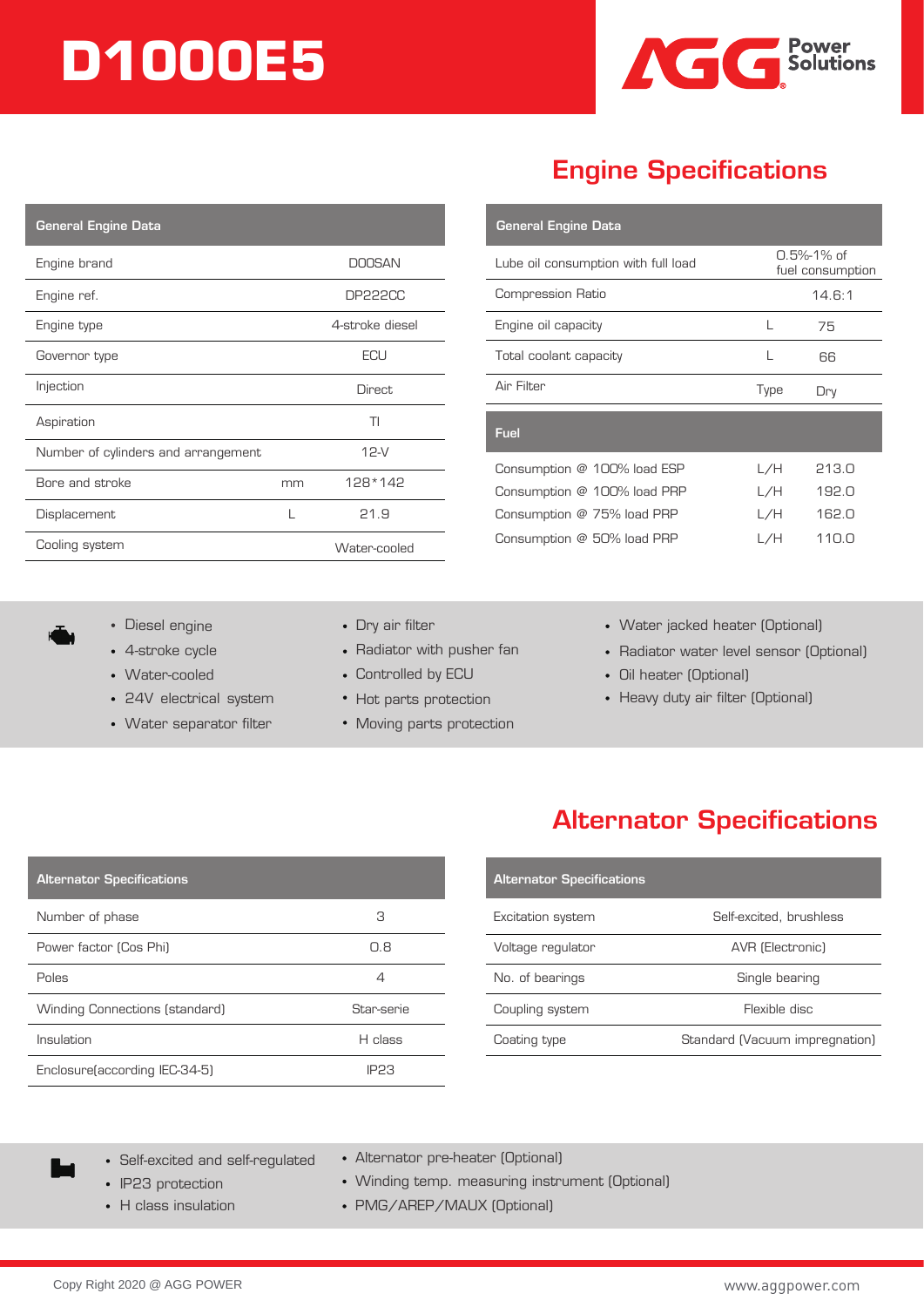# D1000E5

## Engine Specifications

| General Engine Data | | |
|---|---|---|
| Engine brand | | DOOSAN |
| Engine ref. | | DP222CC |
| Engine type | | 4-stroke diesel |
| Governor type | | ECU |
| Injection | | Direct |
| Aspiration | | TI |
| Number of cylinders and arrangement | | 12-V |
| Bore and stroke | mm | 128*142 |
| Displacement | L | 21.9 |
| Cooling system | | Water-cooled |

| General Engine Data | | |
|---|---|---|
| Lube oil consumption with full load | | 0.5%-1% of fuel consumption |
| Compression Ratio | | 14.6:1 |
| Engine oil capacity | L | 75 |
| Total coolant capacity | L | 66 |
| Air Filter | Type | Dry |
| **Fuel** | | |
| Consumption @ 100% load ESP | L/H | 213.0 |
| Consumption @ 100% load PRP | L/H | 192.0 |
| Consumption @ 75% load PRP | L/H | 162.0 |
| Consumption @ 50% load PRP | L/H | 110.0 |

- Diesel engine
- 4-stroke cycle
- Water-cooled
- 24V electrical system
- Water separator filter
- Dry air filter
- Radiator with pusher fan
- Controlled by ECU
- Hot parts protection
- Moving parts protection
- Water jacked heater (Optional)
- Radiator water level sensor (Optional)
- Oil heater (Optional)
- Heavy duty air filter (Optional)

## Alternator Specifications

| Alternator Specifications | |
|---|---|
| Number of phase | 3 |
| Power factor (Cos Phi) | 0.8 |
| Poles | 4 |
| Winding Connections (standard) | Star-serie |
| Insulation | H class |
| Enclosure(according IEC-34-5) | IP23 |

| Alternator Specifications | |
|---|---|
| Excitation system | Self-excited, brushless |
| Voltage regulator | AVR (Electronic) |
| No. of bearings | Single bearing |
| Coupling system | Flexible disc |
| Coating type | Standard (Vacuum impregnation) |

- Self-excited and self-regulated
- IP23 protection
- H class insulation
- Alternator pre-heater (Optional)
- Winding temp. measuring instrument (Optional)
- PMG/AREP/MAUX (Optional)

Copy Right 2020 @ AGG POWER

www.aggpower.com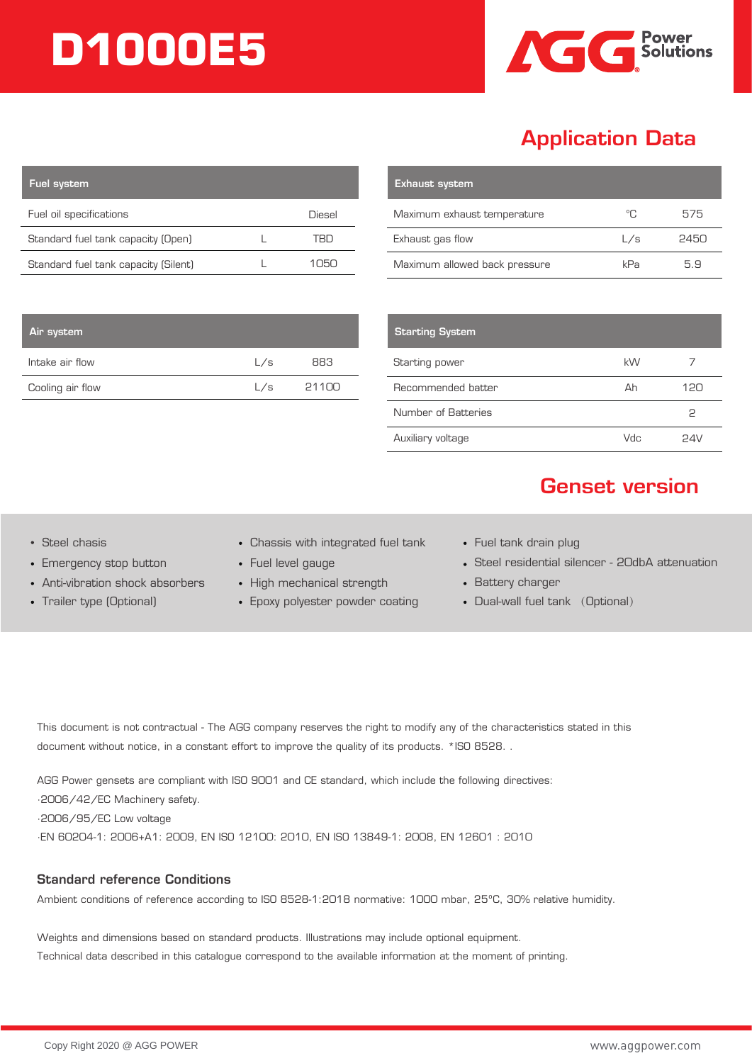# D1000E5

## Application Data

| Fuel system | | |
|---|---|---|
| Fuel oil specifications | | Diesel |
| Standard fuel tank capacity (Open) | L | TBD |
| Standard fuel tank capacity (Silent) | L | 1050 |

| Exhaust system | | |
|---|---|---|
| Maximum exhaust temperature | ℃ | 575 |
| Exhaust gas flow | L/s | 2450 |
| Maximum allowed back pressure | kPa | 5.9 |

| Air system | | |
|---|---|---|
| Intake air flow | L/s | 883 |
| Cooling air flow | L/s | 21100 |

| Starting System | | |
|---|---|---|
| Starting power | kW | 7 |
| Recommended batter | Ah | 120 |
| Number of Batteries | | 2 |
| Auxiliary voltage | Vdc | 24V |

## Genset version

- Steel chassis
- Emergency stop button
- Anti-vibration shock absorbers
- Trailer type (Optional)
- Chassis with integrated fuel tank
- Fuel level gauge
- High mechanical strength
- Epoxy polyester powder coating
- Fuel tank drain plug
- Steel residential silencer - 20dbA attenuation
- Battery charger
- Dual-wall fuel tank （Optional）

This document is not contractual - The AGG company reserves the right to modify any of the characteristics stated in this document without notice, in a constant effort to improve the quality of its products. *ISO 8528. .

AGG Power gensets are compliant with ISO 9001 and CE standard, which include the following directives:
·2006/42/EC Machinery safety.
·2006/95/EC Low voltage
·EN 60204-1: 2006+A1: 2009, EN ISO 12100: 2010, EN ISO 13849-1: 2008, EN 12601 : 2010

### Standard reference Conditions

Ambient conditions of reference according to ISO 8528-1:2018 normative: 1000 mbar, 25°C, 30% relative humidity.

Weights and dimensions based on standard products. Illustrations may include optional equipment.
Technical data described in this catalogue correspond to the available information at the moment of printing.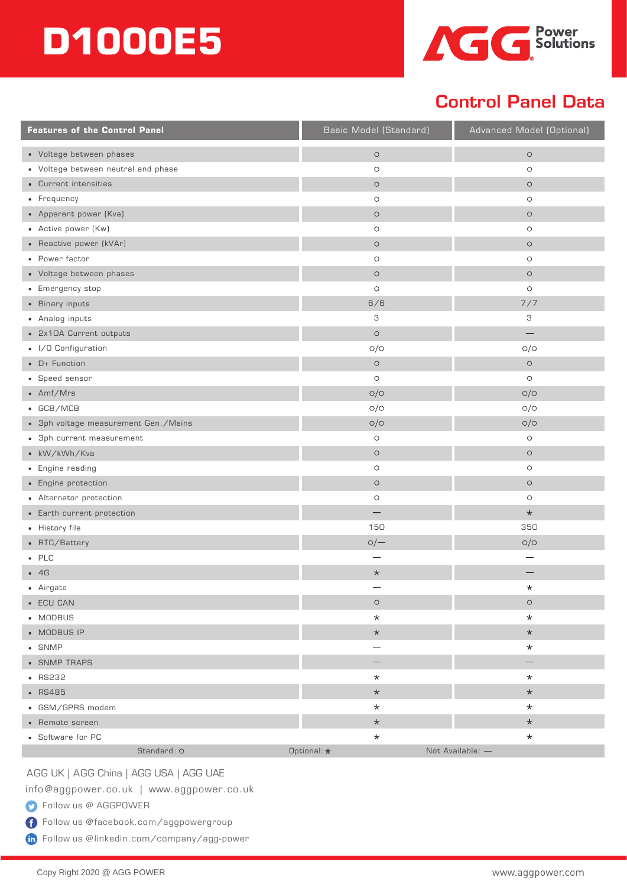# D1000E5

AGG Power Solutions

## Control Panel Data

| Features of the Control Panel | Basic Model (Standard) | Advanced Model (Optional) |
|---|---|---|
| • Voltage between phases | o | o |
| • Voltage between neutral and phase | o | o |
| • Current intensities | o | o |
| • Frequency | o | o |
| • Apparent power (Kva) | o | o |
| • Active power (Kw) | o | o |
| • Reactive power (kVAr) | o | o |
| • Power factor | o | o |
| • Voltage between phases | o | o |
| • Emergency stop | o | o |
| • Binary inputs | 6/6 | 7/7 |
| • Analog inputs | 3 | 3 |
| • 2x10A Current outputs | o | — |
| • I/O Configuration | o/o | o/o |
| • D+ Function | o | o |
| • Speed sensor | o | o |
| • Amf/Mrs | o/o | o/o |
| • GCB/MCB | o/o | o/o |
| • 3ph voltage measurement Gen./Mains | o/o | o/o |
| • 3ph current measurement | o | o |
| • kW/kWh/Kva | o | o |
| • Engine reading | o | o |
| • Engine protection | o | o |
| • Alternator protection | o | o |
| • Earth current protection | — | ⋆ |
| • History file | 150 | 350 |
| • RTC/Battery | o/— | o/o |
| • PLC | — | — |
| • 4G | ⋆ | — |
| • Airgate | — | ⋆ |
| • ECU CAN | o | o |
| • MODBUS | ⋆ | ⋆ |
| • MODBUS IP | ⋆ | ⋆ |
| • SNMP | — | ⋆ |
| • SNMP TRAPS | — | — |
| • RS232 | ⋆ | ⋆ |
| • RS485 | ⋆ | ⋆ |
| • GSM/GPRS modem | ⋆ | ⋆ |
| • Remote screen | ⋆ | ⋆ |
| • Software for PC | ⋆ | ⋆ |

Standard: o Optional: ⋆ Not Available: —

AGG UK | AGG China | AGG USA | AGG UAE

info@aggpower.co.uk | www.aggpower.co.uk

Follow us @ AGGPOWER

Follow us @facebook.com/aggpowergroup

Follow us @linkedin.com/company/agg-power

Copy Right 2020 @ AGG POWER

www.aggpower.com